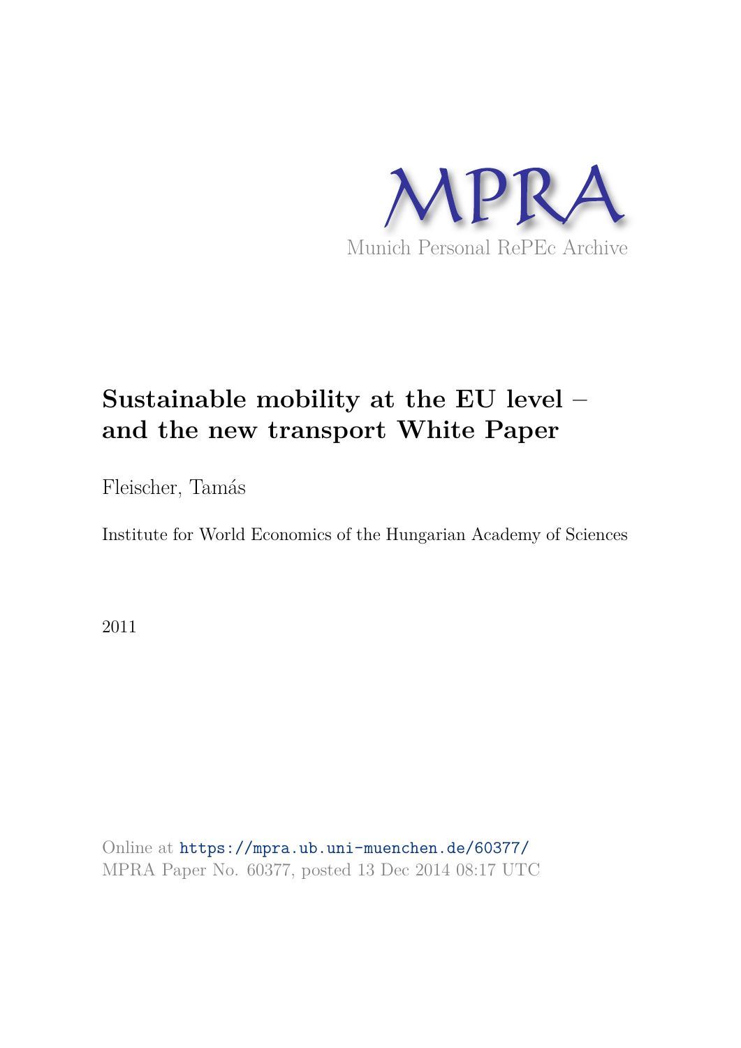MPRA

Munich Personal RePEc Archive

# Sustainable mobility at the EU level – and the new transport White Paper

Fleischer, Tamás

Institute for World Economics of the Hungarian Academy of Sciences

2011

Online at https://mpra.ub.uni-muenchen.de/60377/
MPRA Paper No. 60377, posted 13 Dec 2014 08:17 UTC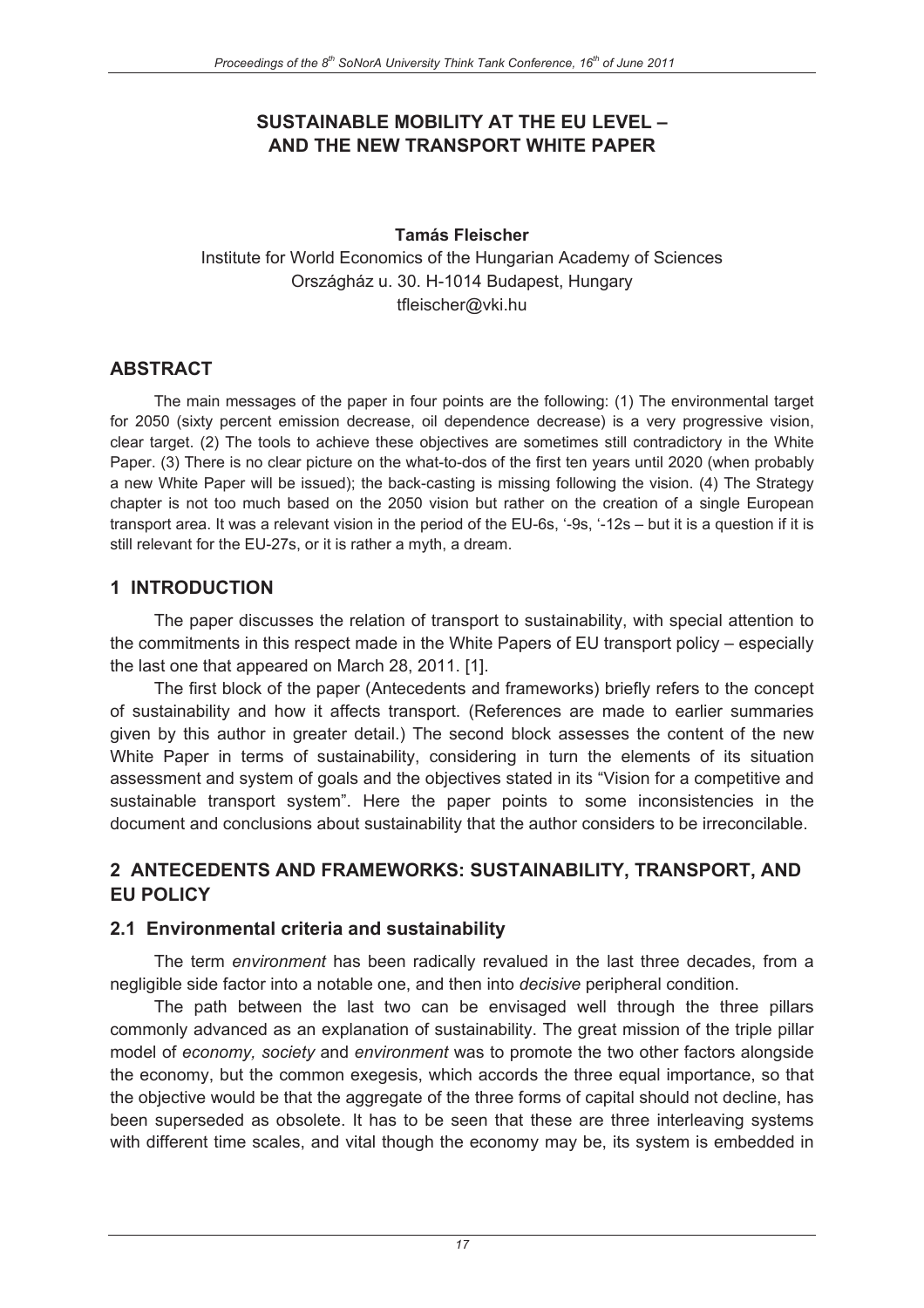# SUSTAINABLE MOBILITY AT THE EU LEVEL – AND THE NEW TRANSPORT WHITE PAPER

**Tamás Fleischer**

Institute for World Economics of the Hungarian Academy of Sciences
Országház u. 30. H-1014 Budapest, Hungary
tfleischer@vki.hu

## ABSTRACT

The main messages of the paper in four points are the following: (1) The environmental target for 2050 (sixty percent emission decrease, oil dependence decrease) is a very progressive vision, clear target. (2) The tools to achieve these objectives are sometimes still contradictory in the White Paper. (3) There is no clear picture on the what-to-dos of the first ten years until 2020 (when probably a new White Paper will be issued); the back-casting is missing following the vision. (4) The Strategy chapter is not too much based on the 2050 vision but rather on the creation of a single European transport area. It was a relevant vision in the period of the EU-6s, '-9s, '-12s – but it is a question if it is still relevant for the EU-27s, or it is rather a myth, a dream.

## 1 INTRODUCTION

The paper discusses the relation of transport to sustainability, with special attention to the commitments in this respect made in the White Papers of EU transport policy – especially the last one that appeared on March 28, 2011. [1].

The first block of the paper (Antecedents and frameworks) briefly refers to the concept of sustainability and how it affects transport. (References are made to earlier summaries given by this author in greater detail.) The second block assesses the content of the new White Paper in terms of sustainability, considering in turn the elements of its situation assessment and system of goals and the objectives stated in its "Vision for a competitive and sustainable transport system". Here the paper points to some inconsistencies in the document and conclusions about sustainability that the author considers to be irreconcilable.

## 2 ANTECEDENTS AND FRAMEWORKS: SUSTAINABILITY, TRANSPORT, AND EU POLICY

### 2.1 Environmental criteria and sustainability

The term *environment* has been radically revalued in the last three decades, from a negligible side factor into a notable one, and then into *decisive* peripheral condition.

The path between the last two can be envisaged well through the three pillars commonly advanced as an explanation of sustainability. The great mission of the triple pillar model of *economy, society* and *environment* was to promote the two other factors alongside the economy, but the common exegesis, which accords the three equal importance, so that the objective would be that the aggregate of the three forms of capital should not decline, has been superseded as obsolete. It has to be seen that these are three interleaving systems with different time scales, and vital though the economy may be, its system is embedded in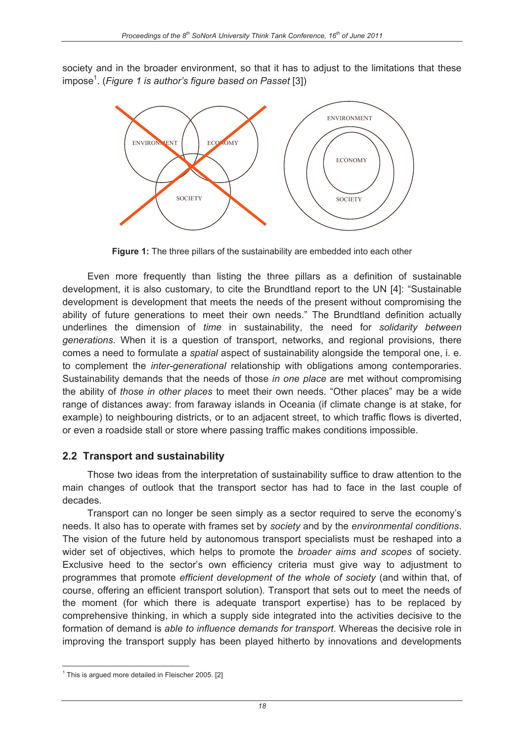society and in the broader environment, so that it has to adjust to the limitations that these impose[1]. (*Figure 1 is author's figure based on Passet* [3])

ENVIRONMENT
ECONOMY
SOCIETY

ENVIRONMENT
ECONOMY
SOCIETY

**Figure 1:** The three pillars of the sustainability are embedded into each other

Even more frequently than listing the three pillars as a definition of sustainable development, it is also customary, to cite the Brundtland report to the UN [4]: "Sustainable development is development that meets the needs of the present without compromising the ability of future generations to meet their own needs." The Brundtland definition actually underlines the dimension of *time* in sustainability, the need for *solidarity between generations*. When it is a question of transport, networks, and regional provisions, there comes a need to formulate a *spatial* aspect of sustainability alongside the temporal one, i. e. to complement the *inter-generational* relationship with obligations among contemporaries. Sustainability demands that the needs of those *in one place* are met without compromising the ability of *those in other places* to meet their own needs. "Other places" may be a wide range of distances away: from faraway islands in Oceania (if climate change is at stake, for example) to neighbouring districts, or to an adjacent street, to which traffic flows is diverted, or even a roadside stall or store where passing traffic makes conditions impossible.

## 2.2 Transport and sustainability

Those two ideas from the interpretation of sustainability suffice to draw attention to the main changes of outlook that the transport sector has had to face in the last couple of decades.

Transport can no longer be seen simply as a sector required to serve the economy's needs. It also has to operate with frames set by *society* and by the *environmental conditions*. The vision of the future held by autonomous transport specialists must be reshaped into a wider set of objectives, which helps to promote the *broader aims and scopes* of society. Exclusive heed to the sector's own efficiency criteria must give way to adjustment to programmes that promote *efficient development of the whole of society* (and within that, of course, offering an efficient transport solution). Transport that sets out to meet the needs of the moment (for which there is adequate transport expertise) has to be replaced by comprehensive thinking, in which a supply side integrated into the activities decisive to the formation of demand is *able to influence demands for transport*. Whereas the decisive role in improving the transport supply has been played hitherto by innovations and developments

[1] This is argued more detailed in Fleischer 2005. [2]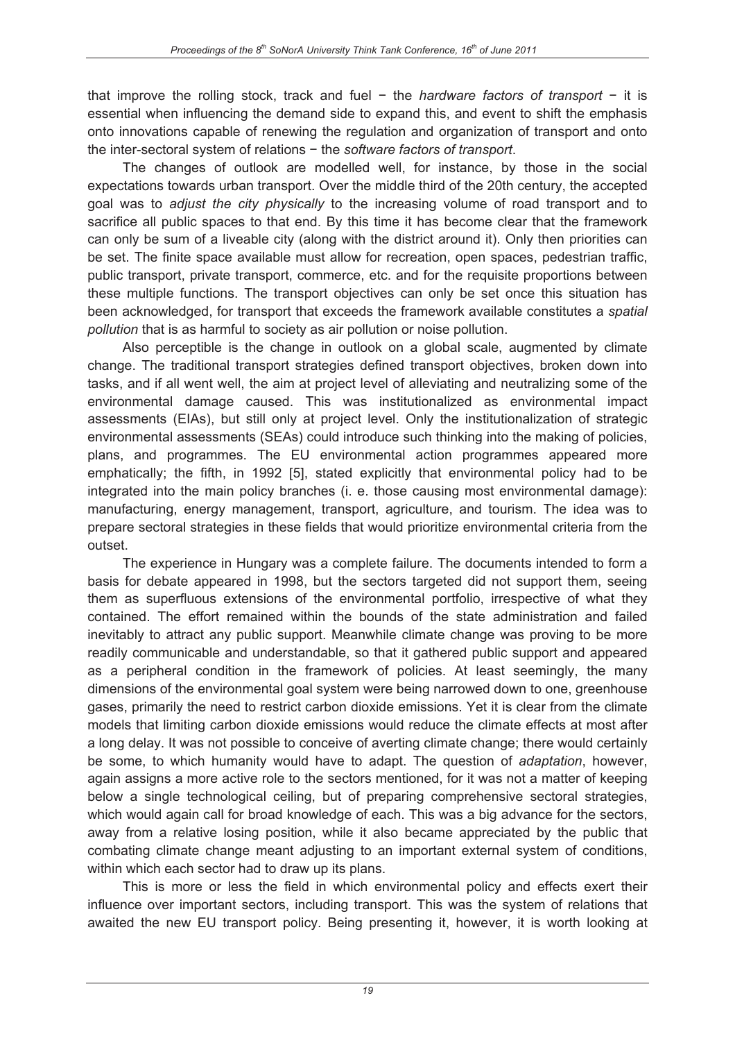that improve the rolling stock, track and fuel − the *hardware factors of transport* − it is essential when influencing the demand side to expand this, and event to shift the emphasis onto innovations capable of renewing the regulation and organization of transport and onto the inter-sectoral system of relations − the *software factors of transport*.

The changes of outlook are modelled well, for instance, by those in the social expectations towards urban transport. Over the middle third of the 20th century, the accepted goal was to *adjust the city physically* to the increasing volume of road transport and to sacrifice all public spaces to that end. By this time it has become clear that the framework can only be sum of a liveable city (along with the district around it). Only then priorities can be set. The finite space available must allow for recreation, open spaces, pedestrian traffic, public transport, private transport, commerce, etc. and for the requisite proportions between these multiple functions. The transport objectives can only be set once this situation has been acknowledged, for transport that exceeds the framework available constitutes a *spatial pollution* that is as harmful to society as air pollution or noise pollution.

Also perceptible is the change in outlook on a global scale, augmented by climate change. The traditional transport strategies defined transport objectives, broken down into tasks, and if all went well, the aim at project level of alleviating and neutralizing some of the environmental damage caused. This was institutionalized as environmental impact assessments (EIAs), but still only at project level. Only the institutionalization of strategic environmental assessments (SEAs) could introduce such thinking into the making of policies, plans, and programmes. The EU environmental action programmes appeared more emphatically; the fifth, in 1992 [5], stated explicitly that environmental policy had to be integrated into the main policy branches (i. e. those causing most environmental damage): manufacturing, energy management, transport, agriculture, and tourism. The idea was to prepare sectoral strategies in these fields that would prioritize environmental criteria from the outset.

The experience in Hungary was a complete failure. The documents intended to form a basis for debate appeared in 1998, but the sectors targeted did not support them, seeing them as superfluous extensions of the environmental portfolio, irrespective of what they contained. The effort remained within the bounds of the state administration and failed inevitably to attract any public support. Meanwhile climate change was proving to be more readily communicable and understandable, so that it gathered public support and appeared as a peripheral condition in the framework of policies. At least seemingly, the many dimensions of the environmental goal system were being narrowed down to one, greenhouse gases, primarily the need to restrict carbon dioxide emissions. Yet it is clear from the climate models that limiting carbon dioxide emissions would reduce the climate effects at most after a long delay. It was not possible to conceive of averting climate change; there would certainly be some, to which humanity would have to adapt. The question of *adaptation*, however, again assigns a more active role to the sectors mentioned, for it was not a matter of keeping below a single technological ceiling, but of preparing comprehensive sectoral strategies, which would again call for broad knowledge of each. This was a big advance for the sectors, away from a relative losing position, while it also became appreciated by the public that combating climate change meant adjusting to an important external system of conditions, within which each sector had to draw up its plans.

This is more or less the field in which environmental policy and effects exert their influence over important sectors, including transport. This was the system of relations that awaited the new EU transport policy. Being presenting it, however, it is worth looking at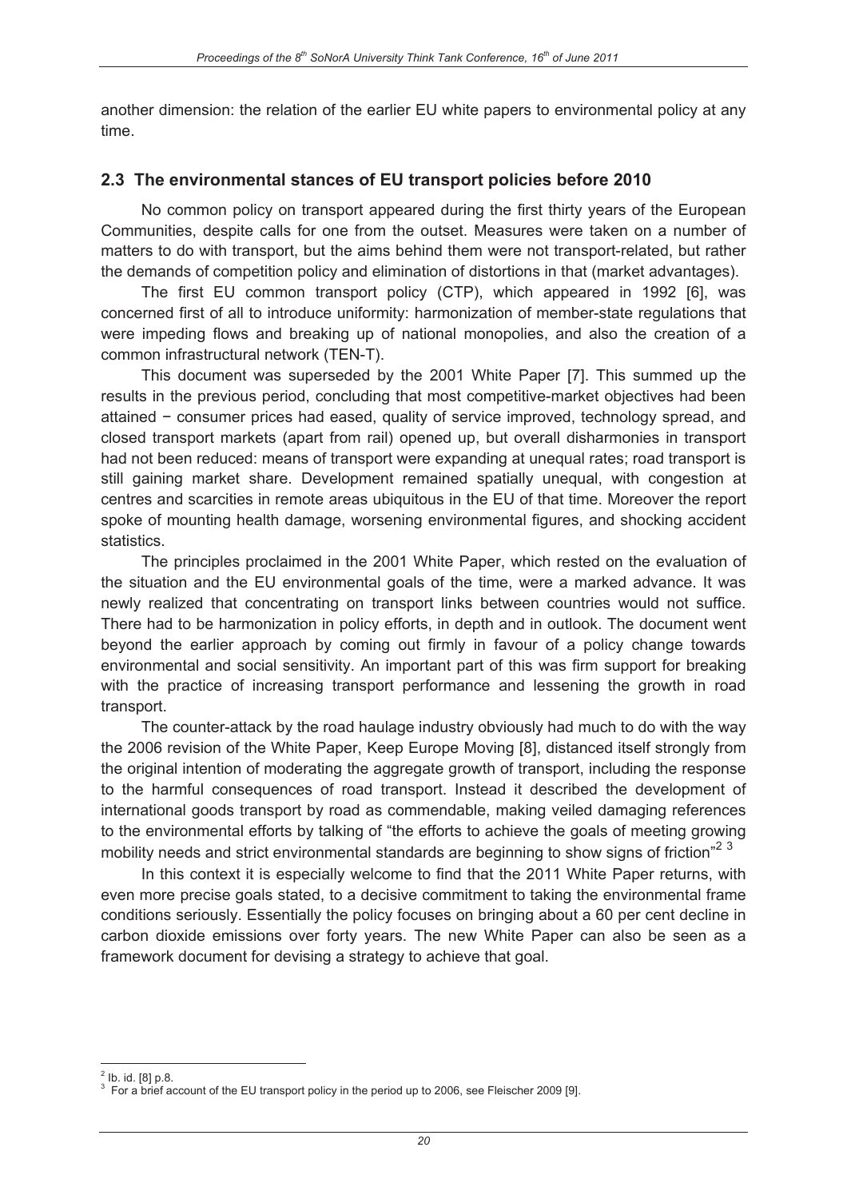another dimension: the relation of the earlier EU white papers to environmental policy at any time.

## 2.3 The environmental stances of EU transport policies before 2010

No common policy on transport appeared during the first thirty years of the European Communities, despite calls for one from the outset. Measures were taken on a number of matters to do with transport, but the aims behind them were not transport-related, but rather the demands of competition policy and elimination of distortions in that (market advantages).

The first EU common transport policy (CTP), which appeared in 1992 [6], was concerned first of all to introduce uniformity: harmonization of member-state regulations that were impeding flows and breaking up of national monopolies, and also the creation of a common infrastructural network (TEN-T).

This document was superseded by the 2001 White Paper [7]. This summed up the results in the previous period, concluding that most competitive-market objectives had been attained − consumer prices had eased, quality of service improved, technology spread, and closed transport markets (apart from rail) opened up, but overall disharmonies in transport had not been reduced: means of transport were expanding at unequal rates; road transport is still gaining market share. Development remained spatially unequal, with congestion at centres and scarcities in remote areas ubiquitous in the EU of that time. Moreover the report spoke of mounting health damage, worsening environmental figures, and shocking accident statistics.

The principles proclaimed in the 2001 White Paper, which rested on the evaluation of the situation and the EU environmental goals of the time, were a marked advance. It was newly realized that concentrating on transport links between countries would not suffice. There had to be harmonization in policy efforts, in depth and in outlook. The document went beyond the earlier approach by coming out firmly in favour of a policy change towards environmental and social sensitivity. An important part of this was firm support for breaking with the practice of increasing transport performance and lessening the growth in road transport.

The counter-attack by the road haulage industry obviously had much to do with the way the 2006 revision of the White Paper, Keep Europe Moving [8], distanced itself strongly from the original intention of moderating the aggregate growth of transport, including the response to the harmful consequences of road transport. Instead it described the development of international goods transport by road as commendable, making veiled damaging references to the environmental efforts by talking of "the efforts to achieve the goals of meeting growing mobility needs and strict environmental standards are beginning to show signs of friction"[2] [3]

In this context it is especially welcome to find that the 2011 White Paper returns, with even more precise goals stated, to a decisive commitment to taking the environmental frame conditions seriously. Essentially the policy focuses on bringing about a 60 per cent decline in carbon dioxide emissions over forty years. The new White Paper can also be seen as a framework document for devising a strategy to achieve that goal.

---

[2] Ib. id. [8] p.8.

[3] For a brief account of the EU transport policy in the period up to 2006, see Fleischer 2009 [9].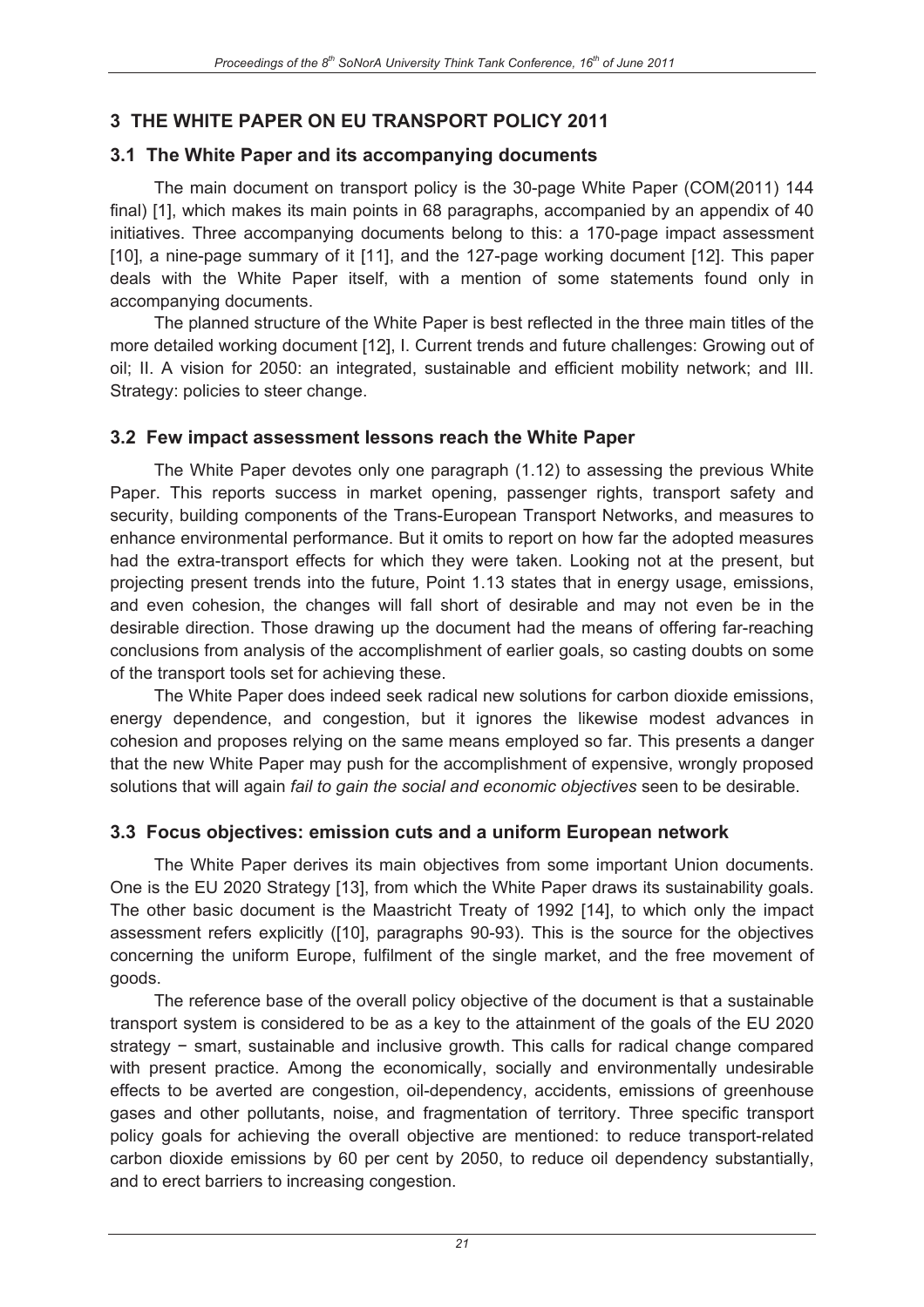## 3 THE WHITE PAPER ON EU TRANSPORT POLICY 2011

### 3.1 The White Paper and its accompanying documents

The main document on transport policy is the 30-page White Paper (COM(2011) 144 final) [1], which makes its main points in 68 paragraphs, accompanied by an appendix of 40 initiatives. Three accompanying documents belong to this: a 170-page impact assessment [10], a nine-page summary of it [11], and the 127-page working document [12]. This paper deals with the White Paper itself, with a mention of some statements found only in accompanying documents.

The planned structure of the White Paper is best reflected in the three main titles of the more detailed working document [12], I. Current trends and future challenges: Growing out of oil; II. A vision for 2050: an integrated, sustainable and efficient mobility network; and III. Strategy: policies to steer change.

### 3.2 Few impact assessment lessons reach the White Paper

The White Paper devotes only one paragraph (1.12) to assessing the previous White Paper. This reports success in market opening, passenger rights, transport safety and security, building components of the Trans-European Transport Networks, and measures to enhance environmental performance. But it omits to report on how far the adopted measures had the extra-transport effects for which they were taken. Looking not at the present, but projecting present trends into the future, Point 1.13 states that in energy usage, emissions, and even cohesion, the changes will fall short of desirable and may not even be in the desirable direction. Those drawing up the document had the means of offering far-reaching conclusions from analysis of the accomplishment of earlier goals, so casting doubts on some of the transport tools set for achieving these.

The White Paper does indeed seek radical new solutions for carbon dioxide emissions, energy dependence, and congestion, but it ignores the likewise modest advances in cohesion and proposes relying on the same means employed so far. This presents a danger that the new White Paper may push for the accomplishment of expensive, wrongly proposed solutions that will again *fail to gain the social and economic objectives* seen to be desirable.

### 3.3 Focus objectives: emission cuts and a uniform European network

The White Paper derives its main objectives from some important Union documents. One is the EU 2020 Strategy [13], from which the White Paper draws its sustainability goals. The other basic document is the Maastricht Treaty of 1992 [14], to which only the impact assessment refers explicitly ([10], paragraphs 90-93). This is the source for the objectives concerning the uniform Europe, fulfilment of the single market, and the free movement of goods.

The reference base of the overall policy objective of the document is that a sustainable transport system is considered to be as a key to the attainment of the goals of the EU 2020 strategy − smart, sustainable and inclusive growth. This calls for radical change compared with present practice. Among the economically, socially and environmentally undesirable effects to be averted are congestion, oil-dependency, accidents, emissions of greenhouse gases and other pollutants, noise, and fragmentation of territory. Three specific transport policy goals for achieving the overall objective are mentioned: to reduce transport-related carbon dioxide emissions by 60 per cent by 2050, to reduce oil dependency substantially, and to erect barriers to increasing congestion.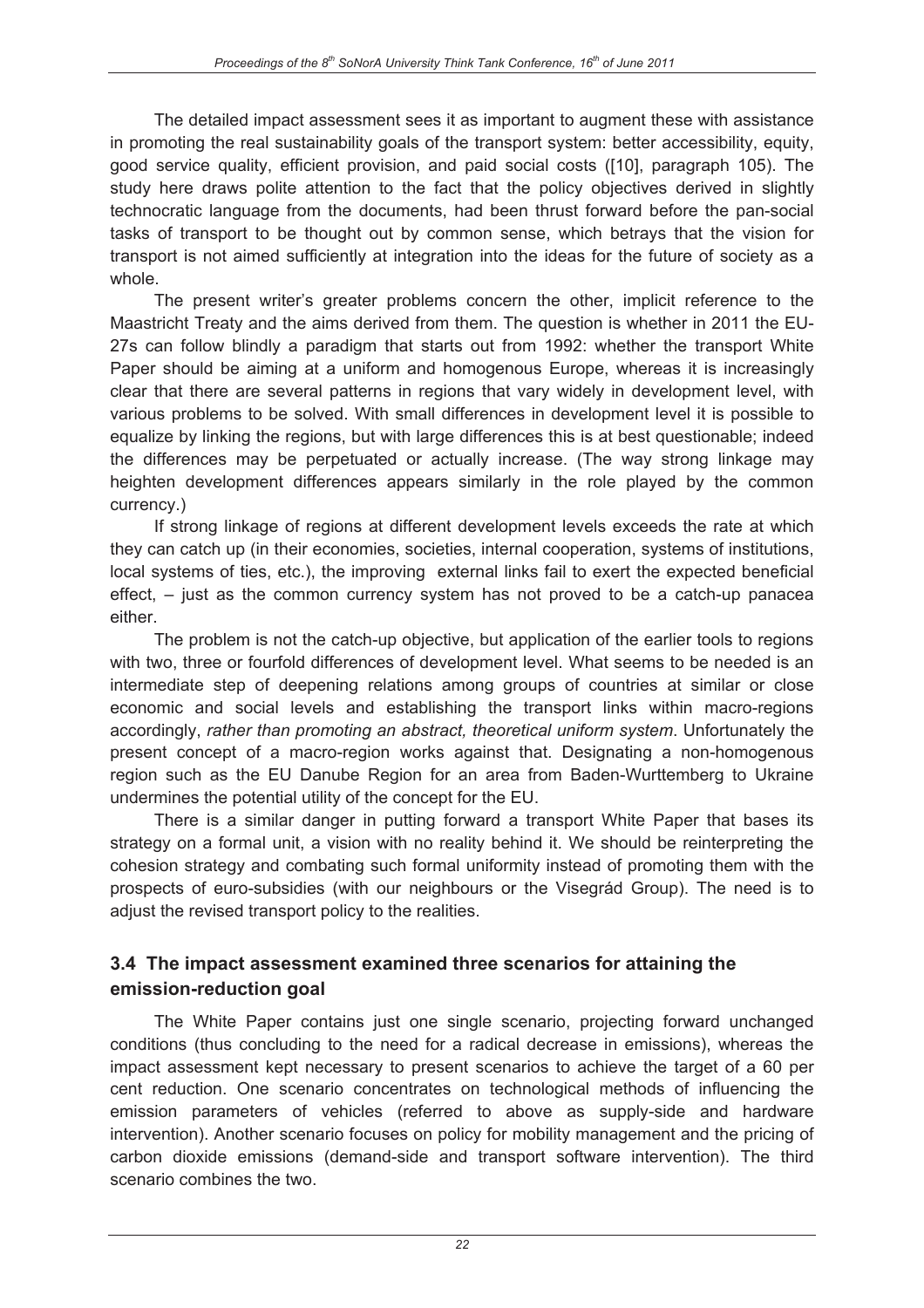The detailed impact assessment sees it as important to augment these with assistance in promoting the real sustainability goals of the transport system: better accessibility, equity, good service quality, efficient provision, and paid social costs ([10], paragraph 105). The study here draws polite attention to the fact that the policy objectives derived in slightly technocratic language from the documents, had been thrust forward before the pan-social tasks of transport to be thought out by common sense, which betrays that the vision for transport is not aimed sufficiently at integration into the ideas for the future of society as a whole.

The present writer's greater problems concern the other, implicit reference to the Maastricht Treaty and the aims derived from them. The question is whether in 2011 the EU-27s can follow blindly a paradigm that starts out from 1992: whether the transport White Paper should be aiming at a uniform and homogenous Europe, whereas it is increasingly clear that there are several patterns in regions that vary widely in development level, with various problems to be solved. With small differences in development level it is possible to equalize by linking the regions, but with large differences this is at best questionable; indeed the differences may be perpetuated or actually increase. (The way strong linkage may heighten development differences appears similarly in the role played by the common currency.)

If strong linkage of regions at different development levels exceeds the rate at which they can catch up (in their economies, societies, internal cooperation, systems of institutions, local systems of ties, etc.), the improving external links fail to exert the expected beneficial effect, – just as the common currency system has not proved to be a catch-up panacea either.

The problem is not the catch-up objective, but application of the earlier tools to regions with two, three or fourfold differences of development level. What seems to be needed is an intermediate step of deepening relations among groups of countries at similar or close economic and social levels and establishing the transport links within macro-regions accordingly, *rather than promoting an abstract, theoretical uniform system*. Unfortunately the present concept of a macro-region works against that. Designating a non-homogenous region such as the EU Danube Region for an area from Baden-Wurttemberg to Ukraine undermines the potential utility of the concept for the EU.

There is a similar danger in putting forward a transport White Paper that bases its strategy on a formal unit, a vision with no reality behind it. We should be reinterpreting the cohesion strategy and combating such formal uniformity instead of promoting them with the prospects of euro-subsidies (with our neighbours or the Visegrád Group). The need is to adjust the revised transport policy to the realities.

### 3.4 The impact assessment examined three scenarios for attaining the emission-reduction goal

The White Paper contains just one single scenario, projecting forward unchanged conditions (thus concluding to the need for a radical decrease in emissions), whereas the impact assessment kept necessary to present scenarios to achieve the target of a 60 per cent reduction. One scenario concentrates on technological methods of influencing the emission parameters of vehicles (referred to above as supply-side and hardware intervention). Another scenario focuses on policy for mobility management and the pricing of carbon dioxide emissions (demand-side and transport software intervention). The third scenario combines the two.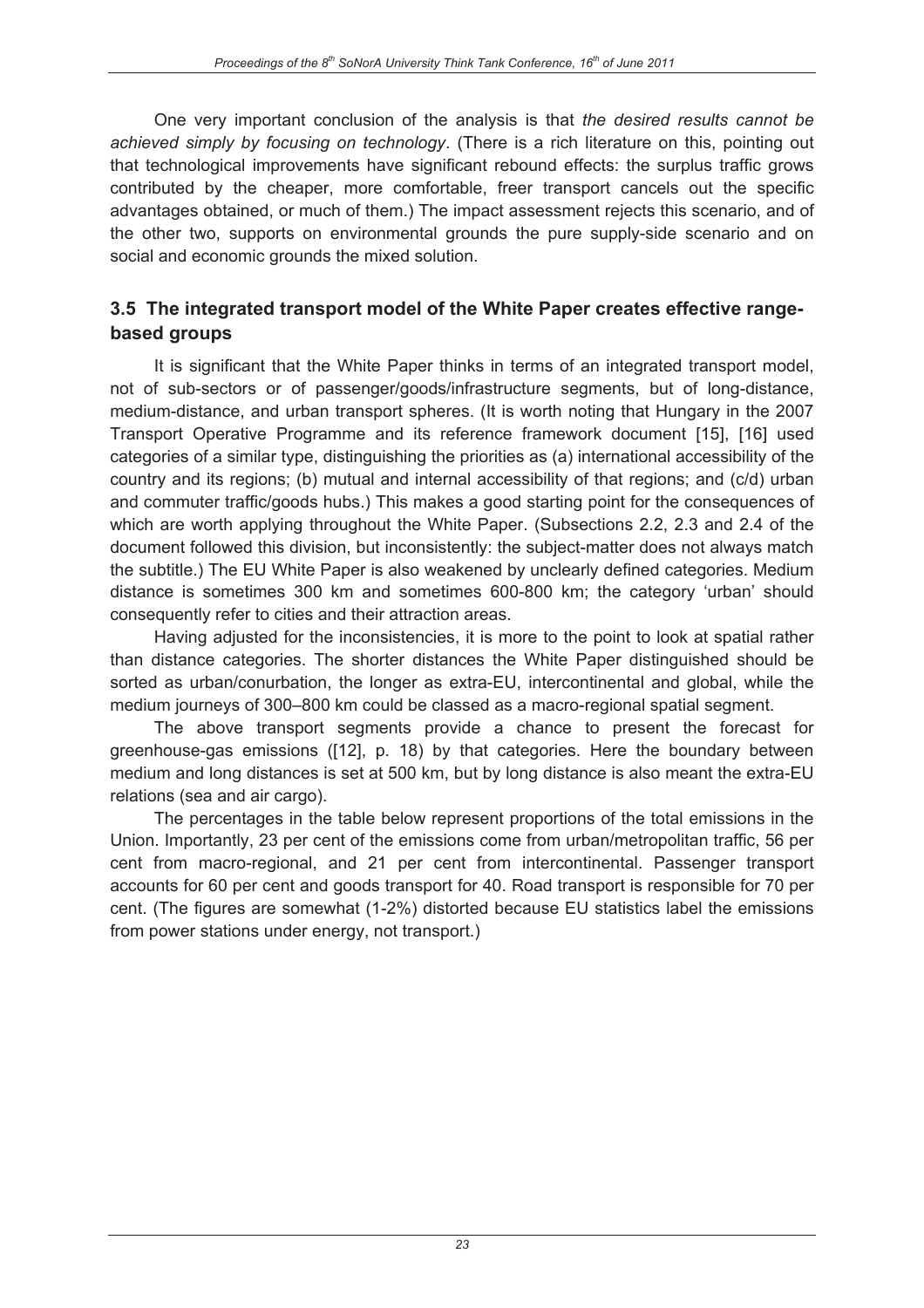One very important conclusion of the analysis is that *the desired results cannot be achieved simply by focusing on technology*. (There is a rich literature on this, pointing out that technological improvements have significant rebound effects: the surplus traffic grows contributed by the cheaper, more comfortable, freer transport cancels out the specific advantages obtained, or much of them.) The impact assessment rejects this scenario, and of the other two, supports on environmental grounds the pure supply-side scenario and on social and economic grounds the mixed solution.

## 3.5 The integrated transport model of the White Paper creates effective range-based groups

It is significant that the White Paper thinks in terms of an integrated transport model, not of sub-sectors or of passenger/goods/infrastructure segments, but of long-distance, medium-distance, and urban transport spheres. (It is worth noting that Hungary in the 2007 Transport Operative Programme and its reference framework document [15], [16] used categories of a similar type, distinguishing the priorities as (a) international accessibility of the country and its regions; (b) mutual and internal accessibility of that regions; and (c/d) urban and commuter traffic/goods hubs.) This makes a good starting point for the consequences of which are worth applying throughout the White Paper. (Subsections 2.2, 2.3 and 2.4 of the document followed this division, but inconsistently: the subject-matter does not always match the subtitle.) The EU White Paper is also weakened by unclearly defined categories. Medium distance is sometimes 300 km and sometimes 600-800 km; the category 'urban' should consequently refer to cities and their attraction areas.

Having adjusted for the inconsistencies, it is more to the point to look at spatial rather than distance categories. The shorter distances the White Paper distinguished should be sorted as urban/conurbation, the longer as extra-EU, intercontinental and global, while the medium journeys of 300–800 km could be classed as a macro-regional spatial segment.

The above transport segments provide a chance to present the forecast for greenhouse-gas emissions ([12], p. 18) by that categories. Here the boundary between medium and long distances is set at 500 km, but by long distance is also meant the extra-EU relations (sea and air cargo).

The percentages in the table below represent proportions of the total emissions in the Union. Importantly, 23 per cent of the emissions come from urban/metropolitan traffic, 56 per cent from macro-regional, and 21 per cent from intercontinental. Passenger transport accounts for 60 per cent and goods transport for 40. Road transport is responsible for 70 per cent. (The figures are somewhat (1-2%) distorted because EU statistics label the emissions from power stations under energy, not transport.)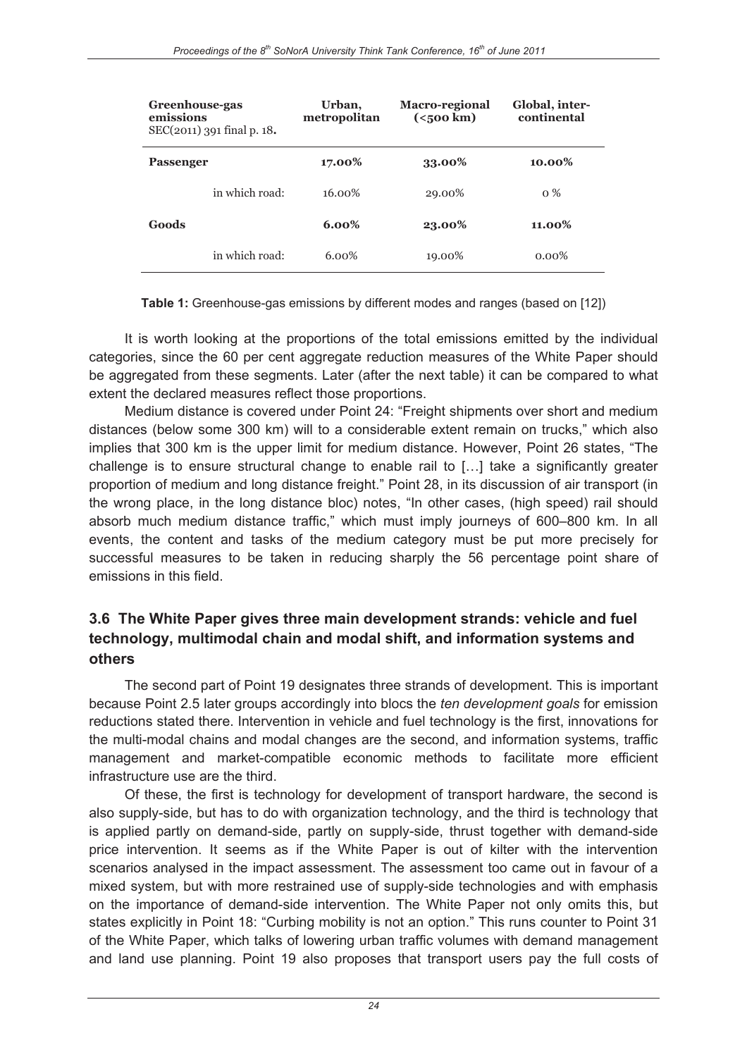| **Greenhouse-gas emissions** SEC(2011) 391 final p. 18**.** | | **Urban, metropolitan** | **Macro-regional (<500 km)** | **Global, inter-continental** |
|---|---|---|---|---|
| **Passenger** | | **17.00%** | **33.00%** | **10.00%** |
| | in which road: | 16.00% | 29.00% | 0 % |
| **Goods** | | **6.00%** | **23.00%** | **11.00%** |
| | in which road: | 6.00% | 19.00% | 0.00% |

**Table 1:** Greenhouse-gas emissions by different modes and ranges (based on [12])

It is worth looking at the proportions of the total emissions emitted by the individual categories, since the 60 per cent aggregate reduction measures of the White Paper should be aggregated from these segments. Later (after the next table) it can be compared to what extent the declared measures reflect those proportions.

Medium distance is covered under Point 24: "Freight shipments over short and medium distances (below some 300 km) will to a considerable extent remain on trucks," which also implies that 300 km is the upper limit for medium distance. However, Point 26 states, "The challenge is to ensure structural change to enable rail to […] take a significantly greater proportion of medium and long distance freight." Point 28, in its discussion of air transport (in the wrong place, in the long distance bloc) notes, "In other cases, (high speed) rail should absorb much medium distance traffic," which must imply journeys of 600–800 km. In all events, the content and tasks of the medium category must be put more precisely for successful measures to be taken in reducing sharply the 56 percentage point share of emissions in this field.

### 3.6 The White Paper gives three main development strands: vehicle and fuel technology, multimodal chain and modal shift, and information systems and others

The second part of Point 19 designates three strands of development. This is important because Point 2.5 later groups accordingly into blocs the *ten development goals* for emission reductions stated there. Intervention in vehicle and fuel technology is the first, innovations for the multi-modal chains and modal changes are the second, and information systems, traffic management and market-compatible economic methods to facilitate more efficient infrastructure use are the third.

Of these, the first is technology for development of transport hardware, the second is also supply-side, but has to do with organization technology, and the third is technology that is applied partly on demand-side, partly on supply-side, thrust together with demand-side price intervention. It seems as if the White Paper is out of kilter with the intervention scenarios analysed in the impact assessment. The assessment too came out in favour of a mixed system, but with more restrained use of supply-side technologies and with emphasis on the importance of demand-side intervention. The White Paper not only omits this, but states explicitly in Point 18: "Curbing mobility is not an option." This runs counter to Point 31 of the White Paper, which talks of lowering urban traffic volumes with demand management and land use planning. Point 19 also proposes that transport users pay the full costs of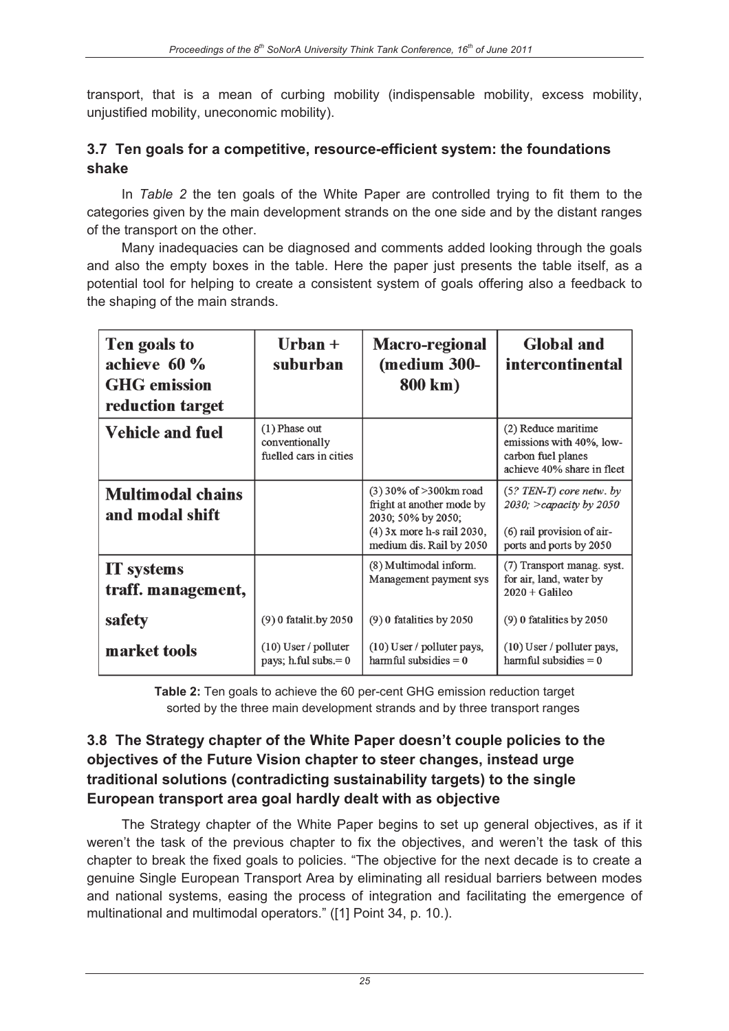transport, that is a mean of curbing mobility (indispensable mobility, excess mobility, unjustified mobility, uneconomic mobility).

### 3.7 Ten goals for a competitive, resource-efficient system: the foundations shake

In *Table 2* the ten goals of the White Paper are controlled trying to fit them to the categories given by the main development strands on the one side and by the distant ranges of the transport on the other.

Many inadequacies can be diagnosed and comments added looking through the goals and also the empty boxes in the table. Here the paper just presents the table itself, as a potential tool for helping to create a consistent system of goals offering also a feedback to the shaping of the main strands.

| Ten goals to achieve 60 % GHG emission reduction target | Urban + suburban | Macro-regional (medium 300-800 km) | Global and intercontinental |
|---|---|---|---|
| **Vehicle and fuel** | (1) Phase out conventionally fuelled cars in cities | | (2) Reduce maritime emissions with 40%, low-carbon fuel planes achieve 40% share in fleet |
| **Multimodal chains and modal shift** | | (3) 30% of >300km road fright at another mode by 2030; 50% by 2050; (4) 3x more h-s rail 2030, medium dis. Rail by 2050 | *(5? TEN-T) core netw. by 2030; >capacity by 2050* (6) rail provision of air-ports and ports by 2050 |
| **IT systems traff. management,** | | (8) Multimodal inform. Management payment sys | (7) Transport manag. syst. for air, land, water by 2020 + Galileo |
| **safety** | (9) 0 fatalit.by 2050 | (9) 0 fatalities by 2050 | (9) 0 fatalities by 2050 |
| **market tools** | (10) User / polluter pays; h.ful subs.= 0 | (10) User / polluter pays, harmful subsidies = 0 | (10) User / polluter pays, harmful subsidies = 0 |

**Table 2:** Ten goals to achieve the 60 per-cent GHG emission reduction target sorted by the three main development strands and by three transport ranges

### 3.8 The Strategy chapter of the White Paper doesn't couple policies to the objectives of the Future Vision chapter to steer changes, instead urge traditional solutions (contradicting sustainability targets) to the single European transport area goal hardly dealt with as objective

The Strategy chapter of the White Paper begins to set up general objectives, as if it weren't the task of the previous chapter to fix the objectives, and weren't the task of this chapter to break the fixed goals to policies. "The objective for the next decade is to create a genuine Single European Transport Area by eliminating all residual barriers between modes and national systems, easing the process of integration and facilitating the emergence of multinational and multimodal operators." ([1] Point 34, p. 10.).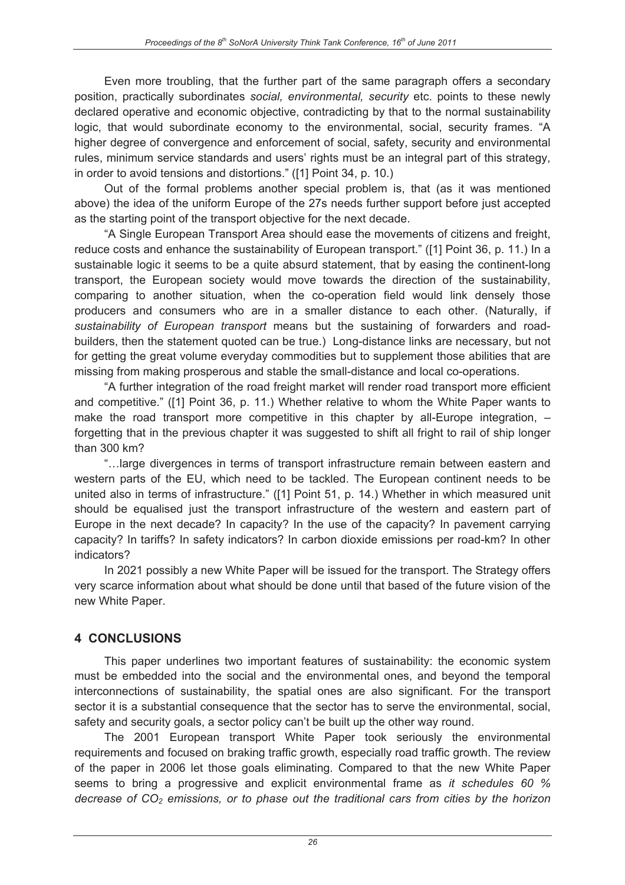Even more troubling, that the further part of the same paragraph offers a secondary position, practically subordinates *social, environmental, security* etc. points to these newly declared operative and economic objective, contradicting by that to the normal sustainability logic, that would subordinate economy to the environmental, social, security frames. "A higher degree of convergence and enforcement of social, safety, security and environmental rules, minimum service standards and users' rights must be an integral part of this strategy, in order to avoid tensions and distortions." ([1] Point 34, p. 10.)

Out of the formal problems another special problem is, that (as it was mentioned above) the idea of the uniform Europe of the 27s needs further support before just accepted as the starting point of the transport objective for the next decade.

"A Single European Transport Area should ease the movements of citizens and freight, reduce costs and enhance the sustainability of European transport." ([1] Point 36, p. 11.) In a sustainable logic it seems to be a quite absurd statement, that by easing the continent-long transport, the European society would move towards the direction of the sustainability, comparing to another situation, when the co-operation field would link densely those producers and consumers who are in a smaller distance to each other. (Naturally, if *sustainability of European transport* means but the sustaining of forwarders and road-builders, then the statement quoted can be true.) Long-distance links are necessary, but not for getting the great volume everyday commodities but to supplement those abilities that are missing from making prosperous and stable the small-distance and local co-operations.

"A further integration of the road freight market will render road transport more efficient and competitive." ([1] Point 36, p. 11.) Whether relative to whom the White Paper wants to make the road transport more competitive in this chapter by all-Europe integration, – forgetting that in the previous chapter it was suggested to shift all fright to rail of ship longer than 300 km?

"…large divergences in terms of transport infrastructure remain between eastern and western parts of the EU, which need to be tackled. The European continent needs to be united also in terms of infrastructure." ([1] Point 51, p. 14.) Whether in which measured unit should be equalised just the transport infrastructure of the western and eastern part of Europe in the next decade? In capacity? In the use of the capacity? In pavement carrying capacity? In tariffs? In safety indicators? In carbon dioxide emissions per road-km? In other indicators?

In 2021 possibly a new White Paper will be issued for the transport. The Strategy offers very scarce information about what should be done until that based of the future vision of the new White Paper.

## 4 CONCLUSIONS

This paper underlines two important features of sustainability: the economic system must be embedded into the social and the environmental ones, and beyond the temporal interconnections of sustainability, the spatial ones are also significant. For the transport sector it is a substantial consequence that the sector has to serve the environmental, social, safety and security goals, a sector policy can't be built up the other way round.

The 2001 European transport White Paper took seriously the environmental requirements and focused on braking traffic growth, especially road traffic growth. The review of the paper in 2006 let those goals eliminating. Compared to that the new White Paper seems to bring a progressive and explicit environmental frame as *it schedules 60 % decrease of $CO_2$ emissions, or to phase out the traditional cars from cities by the horizon*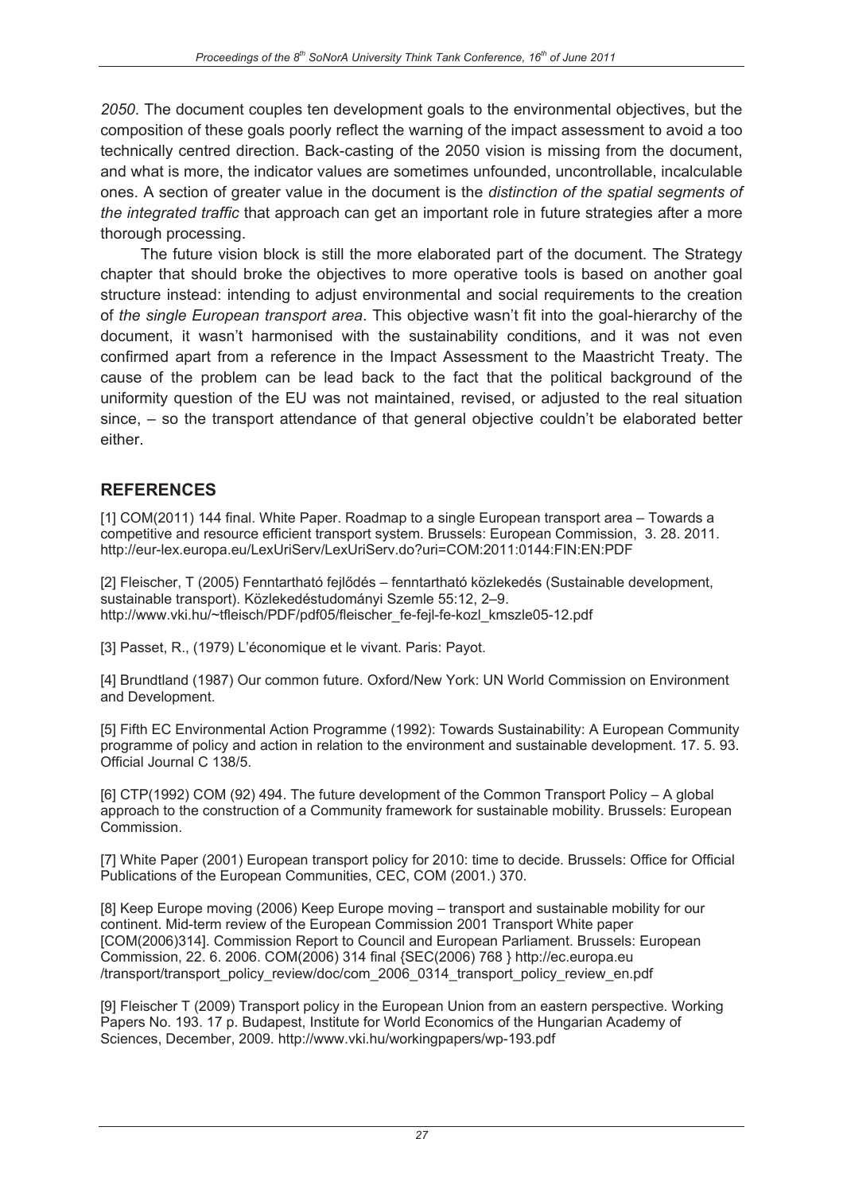*2050*. The document couples ten development goals to the environmental objectives, but the composition of these goals poorly reflect the warning of the impact assessment to avoid a too technically centred direction. Back-casting of the 2050 vision is missing from the document, and what is more, the indicator values are sometimes unfounded, uncontrollable, incalculable ones. A section of greater value in the document is the *distinction of the spatial segments of the integrated traffic* that approach can get an important role in future strategies after a more thorough processing.

The future vision block is still the more elaborated part of the document. The Strategy chapter that should broke the objectives to more operative tools is based on another goal structure instead: intending to adjust environmental and social requirements to the creation of *the single European transport area*. This objective wasn't fit into the goal-hierarchy of the document, it wasn't harmonised with the sustainability conditions, and it was not even confirmed apart from a reference in the Impact Assessment to the Maastricht Treaty. The cause of the problem can be lead back to the fact that the political background of the uniformity question of the EU was not maintained, revised, or adjusted to the real situation since, – so the transport attendance of that general objective couldn't be elaborated better either.

## REFERENCES

[1] COM(2011) 144 final. White Paper. Roadmap to a single European transport area – Towards a competitive and resource efficient transport system. Brussels: European Commission, 3. 28. 2011. http://eur-lex.europa.eu/LexUriServ/LexUriServ.do?uri=COM:2011:0144:FIN:EN:PDF

[2] Fleischer, T (2005) Fenntartható fejlődés – fenntartható közlekedés (Sustainable development, sustainable transport). Közlekedéstudományi Szemle 55:12, 2–9. http://www.vki.hu/~tfleisch/PDF/pdf05/fleischer_fe-fejl-fe-kozl_kmszle05-12.pdf

[3] Passet, R., (1979) L'économique et le vivant. Paris: Payot.

[4] Brundtland (1987) Our common future. Oxford/New York: UN World Commission on Environment and Development.

[5] Fifth EC Environmental Action Programme (1992): Towards Sustainability: A European Community programme of policy and action in relation to the environment and sustainable development. 17. 5. 93. Official Journal C 138/5.

[6] CTP(1992) COM (92) 494. The future development of the Common Transport Policy – A global approach to the construction of a Community framework for sustainable mobility. Brussels: European Commission.

[7] White Paper (2001) European transport policy for 2010: time to decide. Brussels: Office for Official Publications of the European Communities, CEC, COM (2001.) 370.

[8] Keep Europe moving (2006) Keep Europe moving – transport and sustainable mobility for our continent. Mid-term review of the European Commission 2001 Transport White paper [COM(2006)314]. Commission Report to Council and European Parliament. Brussels: European Commission, 22. 6. 2006. COM(2006) 314 final {SEC(2006) 768 } http://ec.europa.eu /transport/transport_policy_review/doc/com_2006_0314_transport_policy_review_en.pdf

[9] Fleischer T (2009) Transport policy in the European Union from an eastern perspective. Working Papers No. 193. 17 p. Budapest, Institute for World Economics of the Hungarian Academy of Sciences, December, 2009. http://www.vki.hu/workingpapers/wp-193.pdf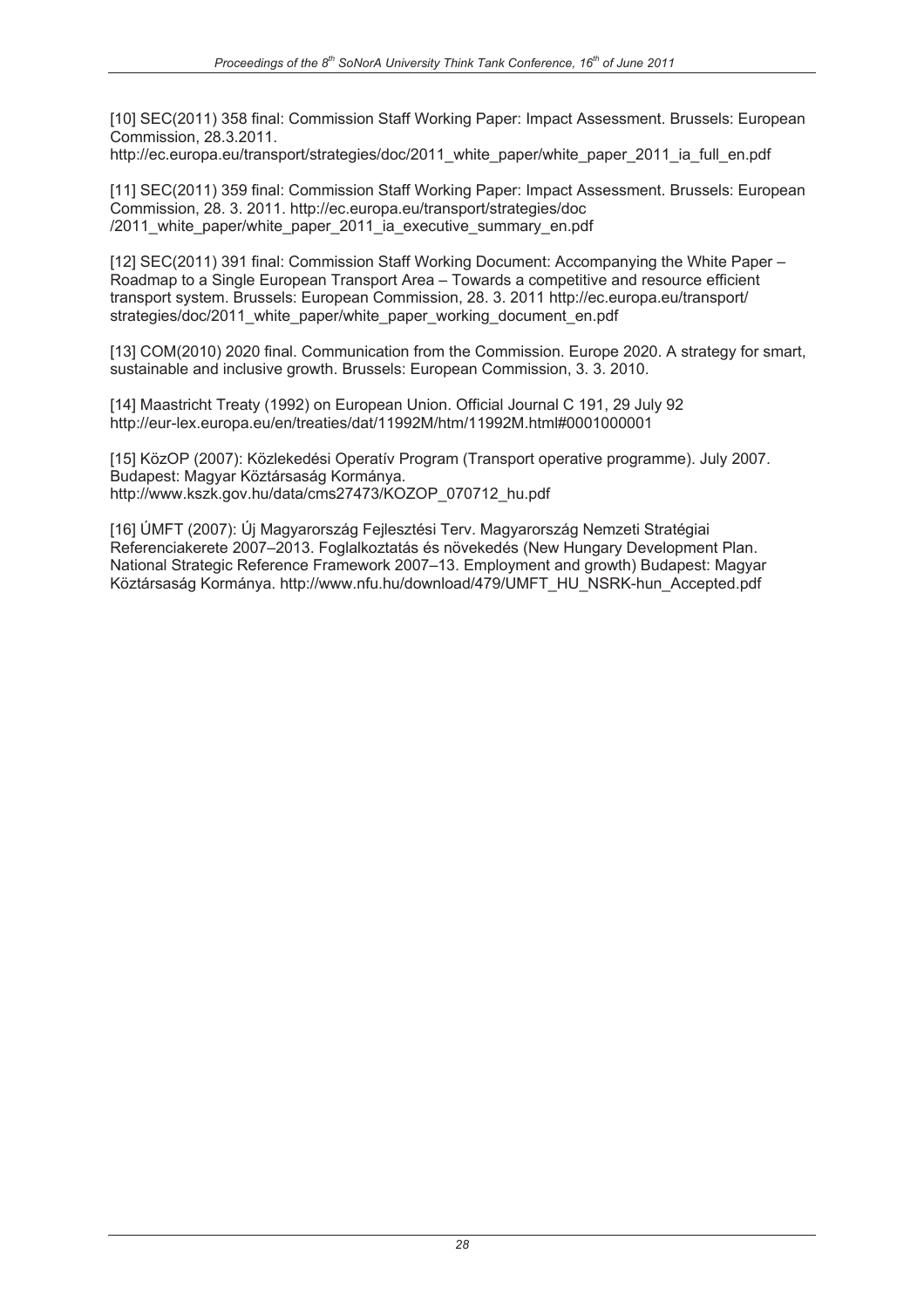[10] SEC(2011) 358 final: Commission Staff Working Paper: Impact Assessment. Brussels: European Commission, 28.3.2011.
http://ec.europa.eu/transport/strategies/doc/2011_white_paper/white_paper_2011_ia_full_en.pdf

[11] SEC(2011) 359 final: Commission Staff Working Paper: Impact Assessment. Brussels: European Commission, 28. 3. 2011. http://ec.europa.eu/transport/strategies/doc /2011_white_paper/white_paper_2011_ia_executive_summary_en.pdf

[12] SEC(2011) 391 final: Commission Staff Working Document: Accompanying the White Paper – Roadmap to a Single European Transport Area – Towards a competitive and resource efficient transport system. Brussels: European Commission, 28. 3. 2011 http://ec.europa.eu/transport/ strategies/doc/2011_white_paper/white_paper_working_document_en.pdf

[13] COM(2010) 2020 final. Communication from the Commission. Europe 2020. A strategy for smart, sustainable and inclusive growth. Brussels: European Commission, 3. 3. 2010.

[14] Maastricht Treaty (1992) on European Union. Official Journal C 191, 29 July 92 http://eur-lex.europa.eu/en/treaties/dat/11992M/htm/11992M.html#0001000001

[15] KözOP (2007): Közlekedési Operatív Program (Transport operative programme). July 2007. Budapest: Magyar Köztársaság Kormánya.
http://www.kszk.gov.hu/data/cms27473/KOZOP_070712_hu.pdf

[16] ÚMFT (2007): Új Magyarország Fejlesztési Terv. Magyarország Nemzeti Stratégiai Referenciakerete 2007–2013. Foglalkoztatás és növekedés (New Hungary Development Plan. National Strategic Reference Framework 2007–13. Employment and growth) Budapest: Magyar Köztársaság Kormánya. http://www.nfu.hu/download/479/UMFT_HU_NSRK-hun_Accepted.pdf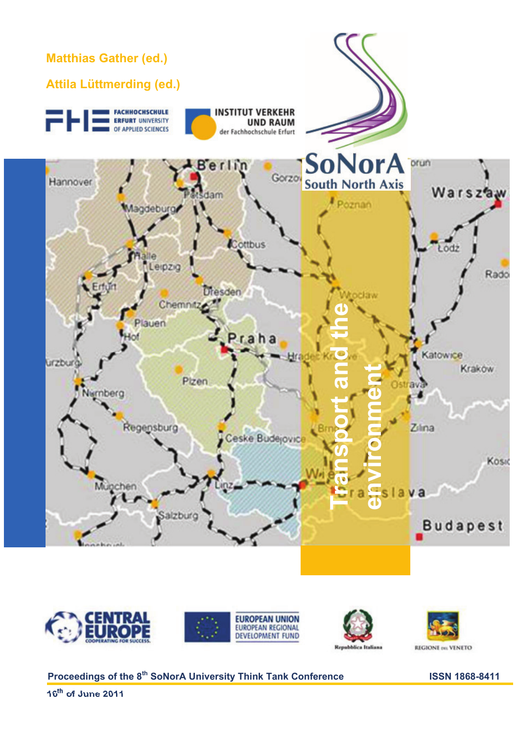Matthias Gather (ed.)

Attila Lüttmerding (ed.)

FHE FACHHOCHSCHULE ERFURT UNIVERSITY OF APPLIED SCIENCES

INSTITUT VERKEHR UND RAUM der Fachhochschule Erfurt

SoNorA South North Axis

# Transport and the environment

CENTRAL EUROPE COOPERATING FOR SUCCESS.

EUROPEAN UNION EUROPEAN REGIONAL DEVELOPMENT FUND

Repubblica Italiana

REGIONE DEL VENETO

**Proceedings of the 8th SoNorA University Think Tank Conference** **ISSN 1868-8411**

**16th of June 2011**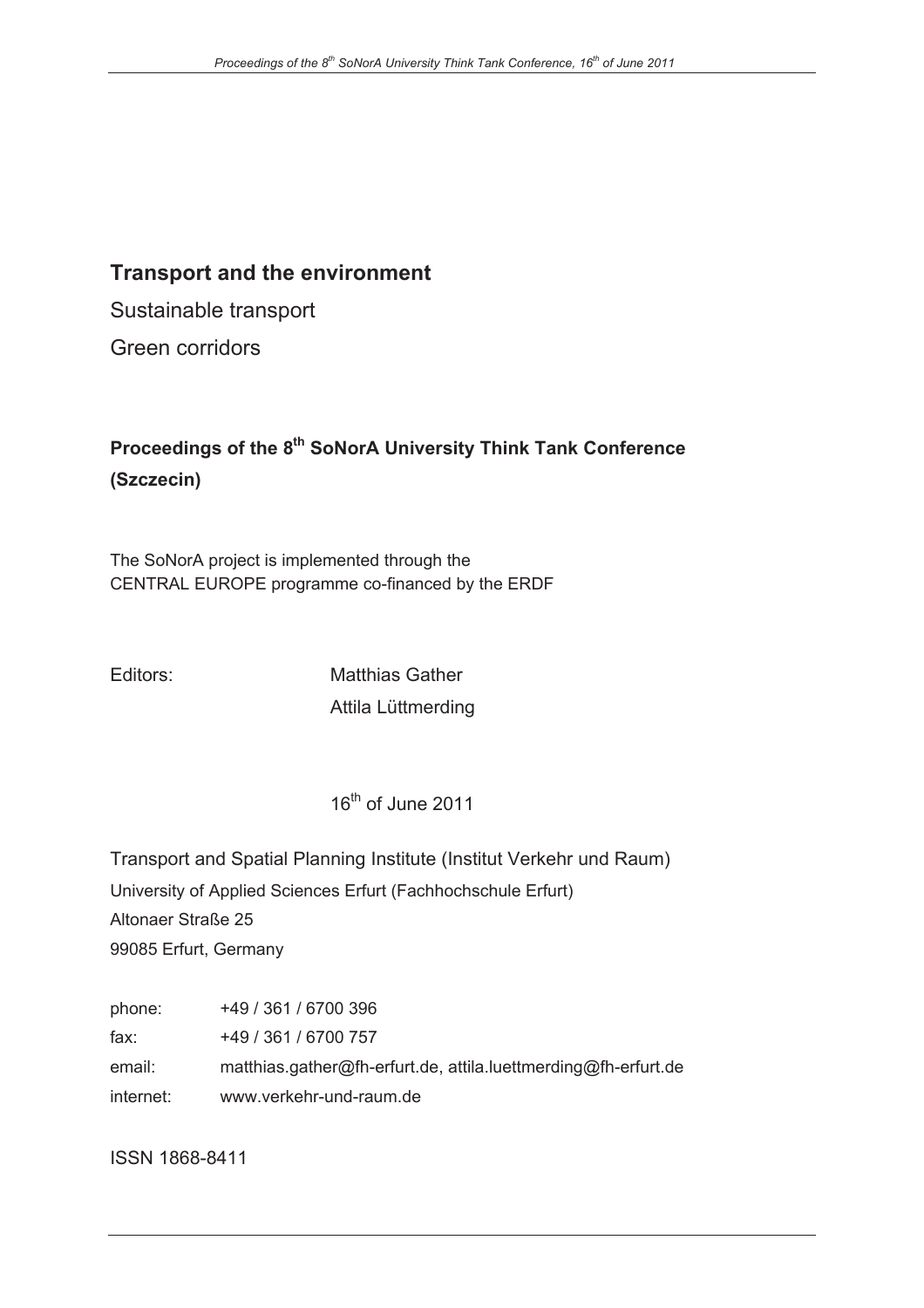## Transport and the environment

Sustainable transport

Green corridors

**Proceedings of the 8th SoNorA University Think Tank Conference (Szczecin)**

The SoNorA project is implemented through the CENTRAL EUROPE programme co-financed by the ERDF

| | |
|---|---|
| Editors: | Matthias Gather |
| | Attila Lüttmerding |

16th of June 2011

Transport and Spatial Planning Institute (Institut Verkehr und Raum)
University of Applied Sciences Erfurt (Fachhochschule Erfurt)
Altonaer Straße 25
99085 Erfurt, Germany

| | |
|---|---|
| phone: | +49 / 361 / 6700 396 |
| fax: | +49 / 361 / 6700 757 |
| email: | matthias.gather@fh-erfurt.de, attila.luettmerding@fh-erfurt.de |
| internet: | www.verkehr-und-raum.de |

ISSN 1868-8411